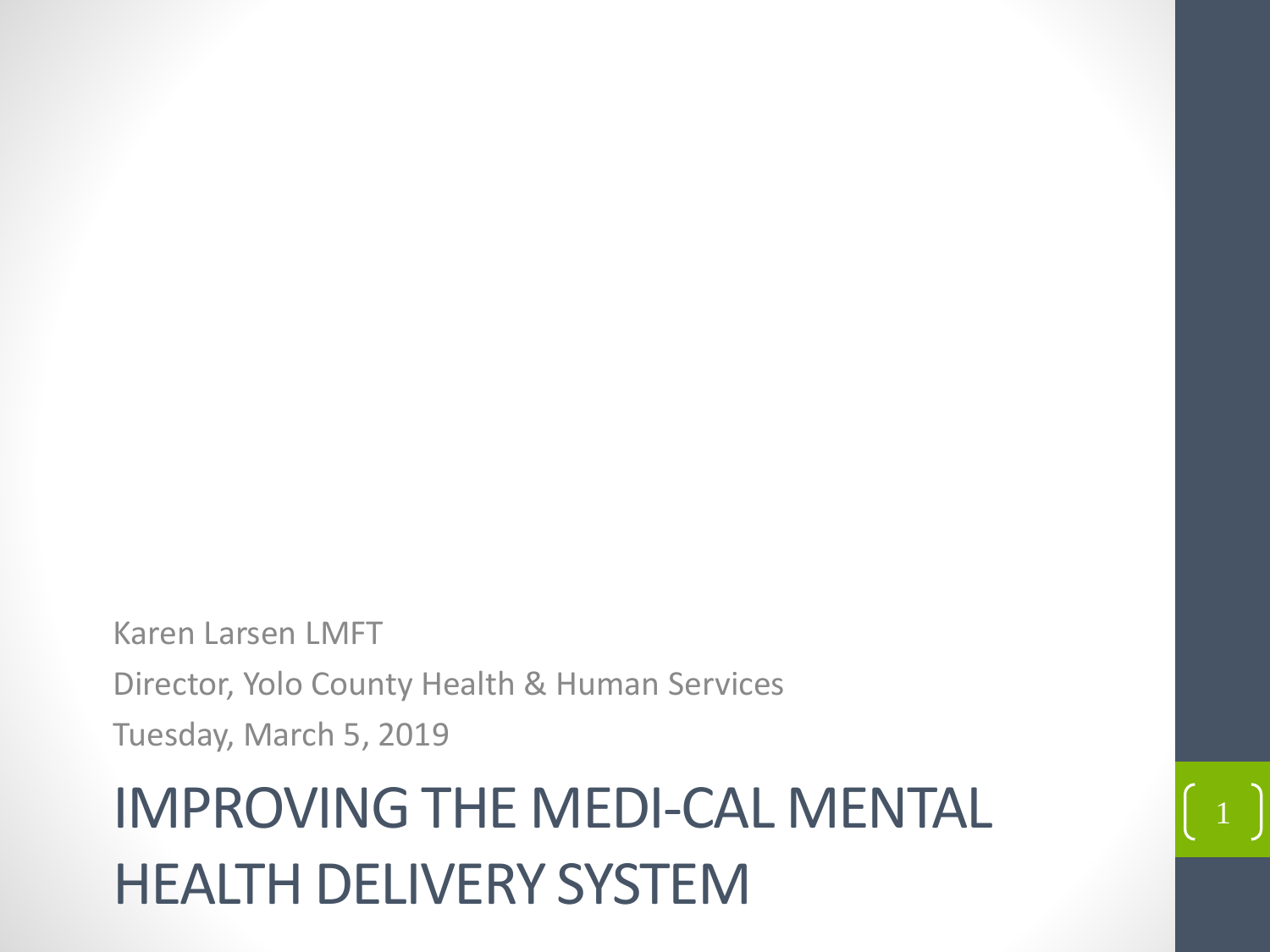Karen Larsen LMFT

Director, Yolo County Health & Human Services

Tuesday, March 5, 2019

# IMPROVING THE MEDI-CAL MENTAL HEALTH DELIVERY SYSTEM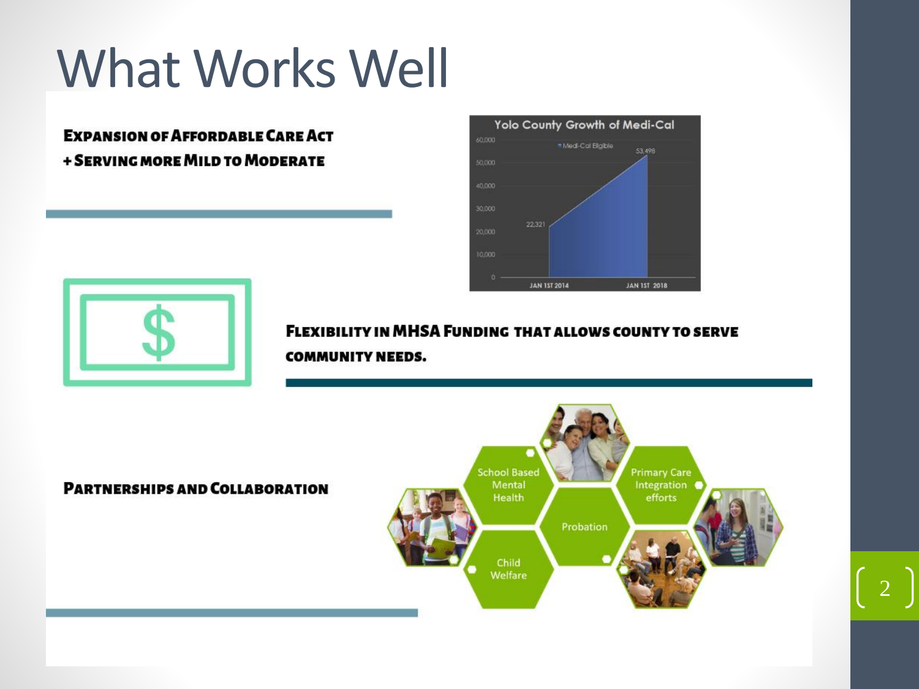# What Works Well

**Expansion of Affordable Care Act + Serving more Mild to Moderate**

Yolo County Growth of Medi-Cal

| | Medi-Cal Eligible |
|---|---|
| JAN 1ST 2014 | 22,321 |
| JAN 1ST 2018 | 53,498 |

**Flexibility in MHSA Funding that allows county to serve community needs.**

**Partnerships and Collaboration**

- School Based Mental Health
- Primary Care Integration efforts
- Probation
- Child Welfare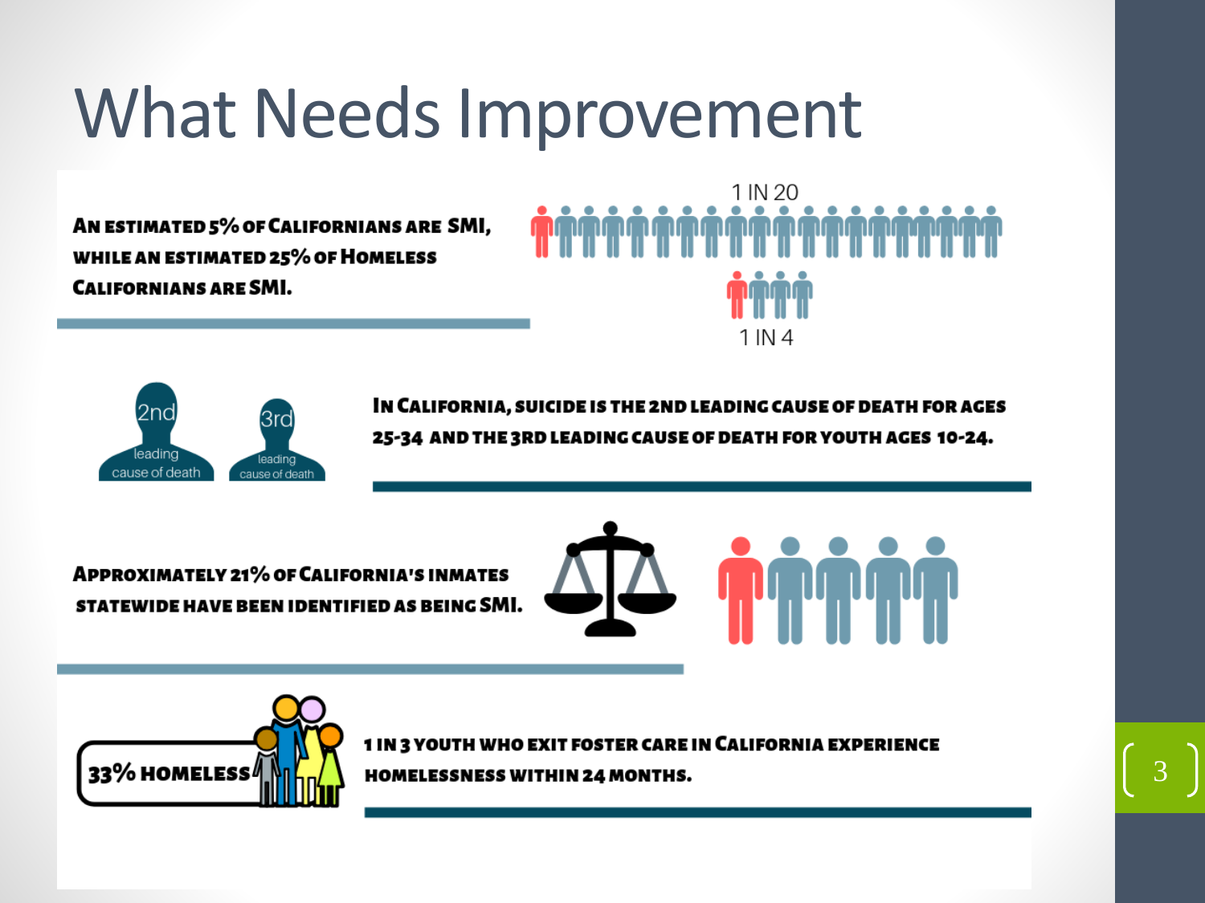# What Needs Improvement

An estimated 5% of Californians are SMI, while an estimated 25% of Homeless Californians are SMI.

1 IN 20

1 IN 4

2nd leading cause of death

3rd leading cause of death

In California, suicide is the 2nd leading cause of death for ages 25-34 and the 3rd leading cause of death for youth ages 10-24.

Approximately 21% of California's inmates statewide have been identified as being SMI.

33% HOMELESS

1 in 3 youth who exit foster care in California experience homelessness within 24 months.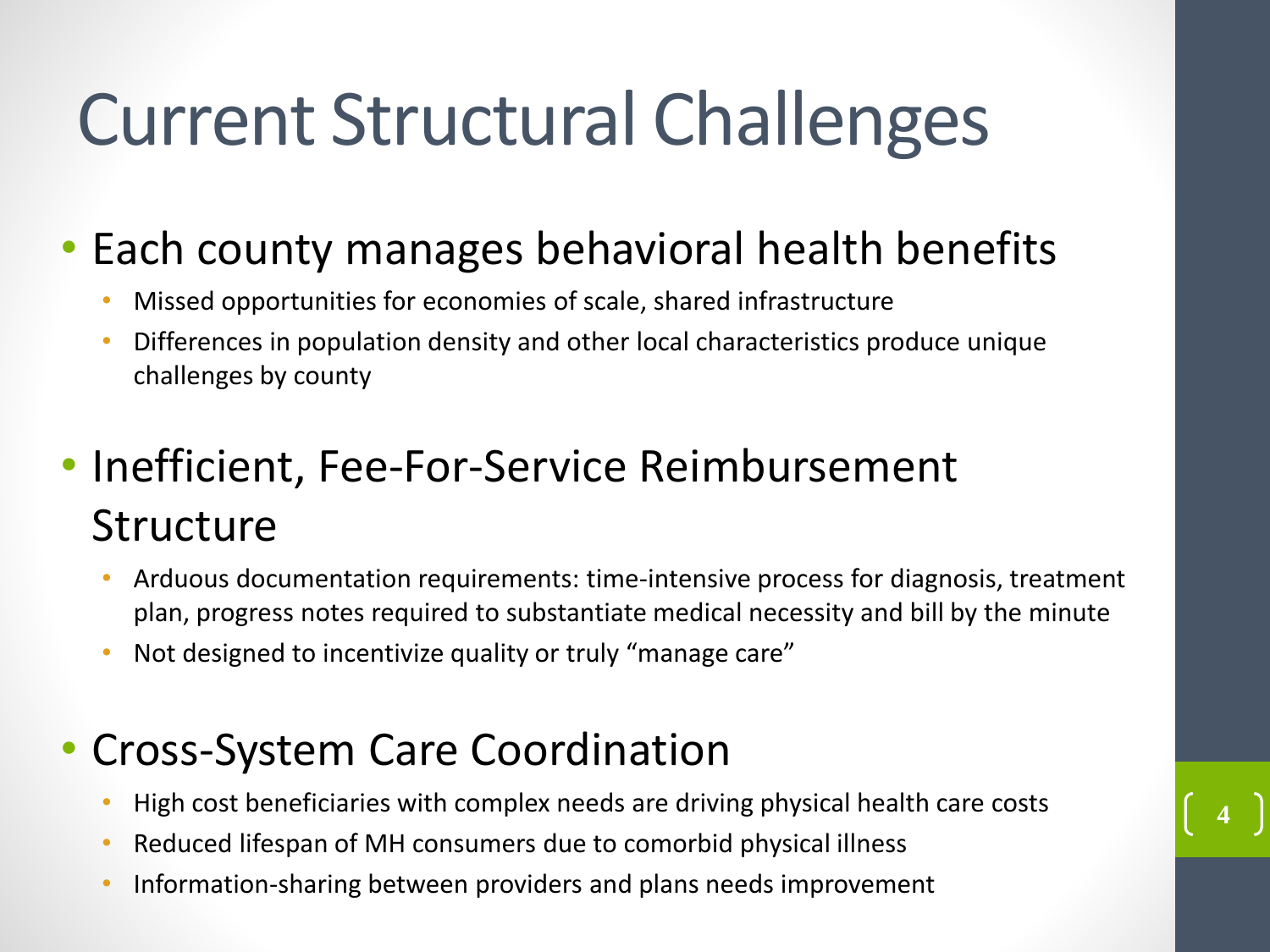# Current Structural Challenges

- Each county manages behavioral health benefits
  - Missed opportunities for economies of scale, shared infrastructure
  - Differences in population density and other local characteristics produce unique challenges by county
- Inefficient, Fee-For-Service Reimbursement Structure
  - Arduous documentation requirements: time-intensive process for diagnosis, treatment plan, progress notes required to substantiate medical necessity and bill by the minute
  - Not designed to incentivize quality or truly "manage care"
- Cross-System Care Coordination
  - High cost beneficiaries with complex needs are driving physical health care costs
  - Reduced lifespan of MH consumers due to comorbid physical illness
  - Information-sharing between providers and plans needs improvement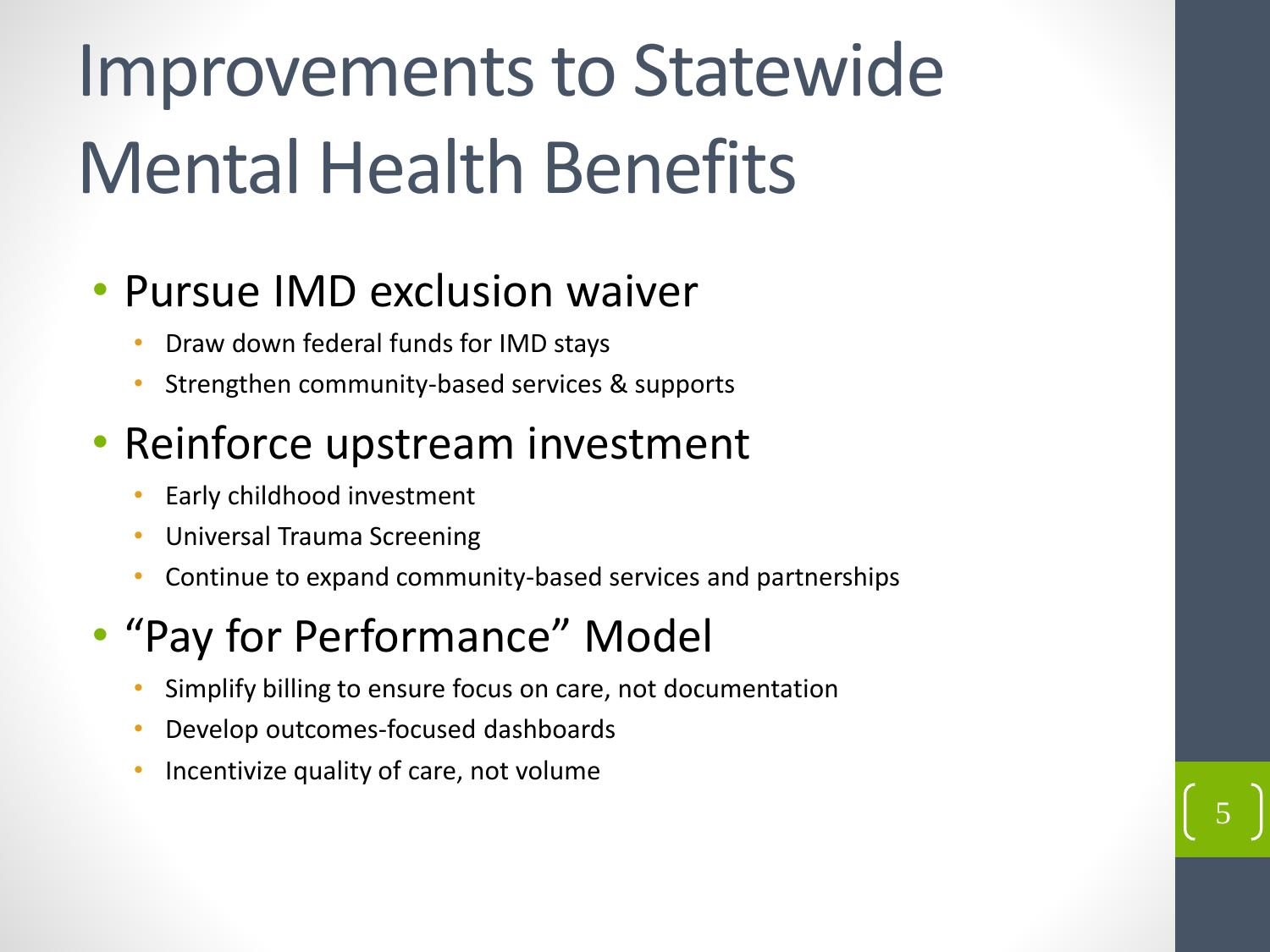# Improvements to Statewide Mental Health Benefits

- Pursue IMD exclusion waiver
  - Draw down federal funds for IMD stays
  - Strengthen community-based services & supports
- Reinforce upstream investment
  - Early childhood investment
  - Universal Trauma Screening
  - Continue to expand community-based services and partnerships
- "Pay for Performance" Model
  - Simplify billing to ensure focus on care, not documentation
  - Develop outcomes-focused dashboards
  - Incentivize quality of care, not volume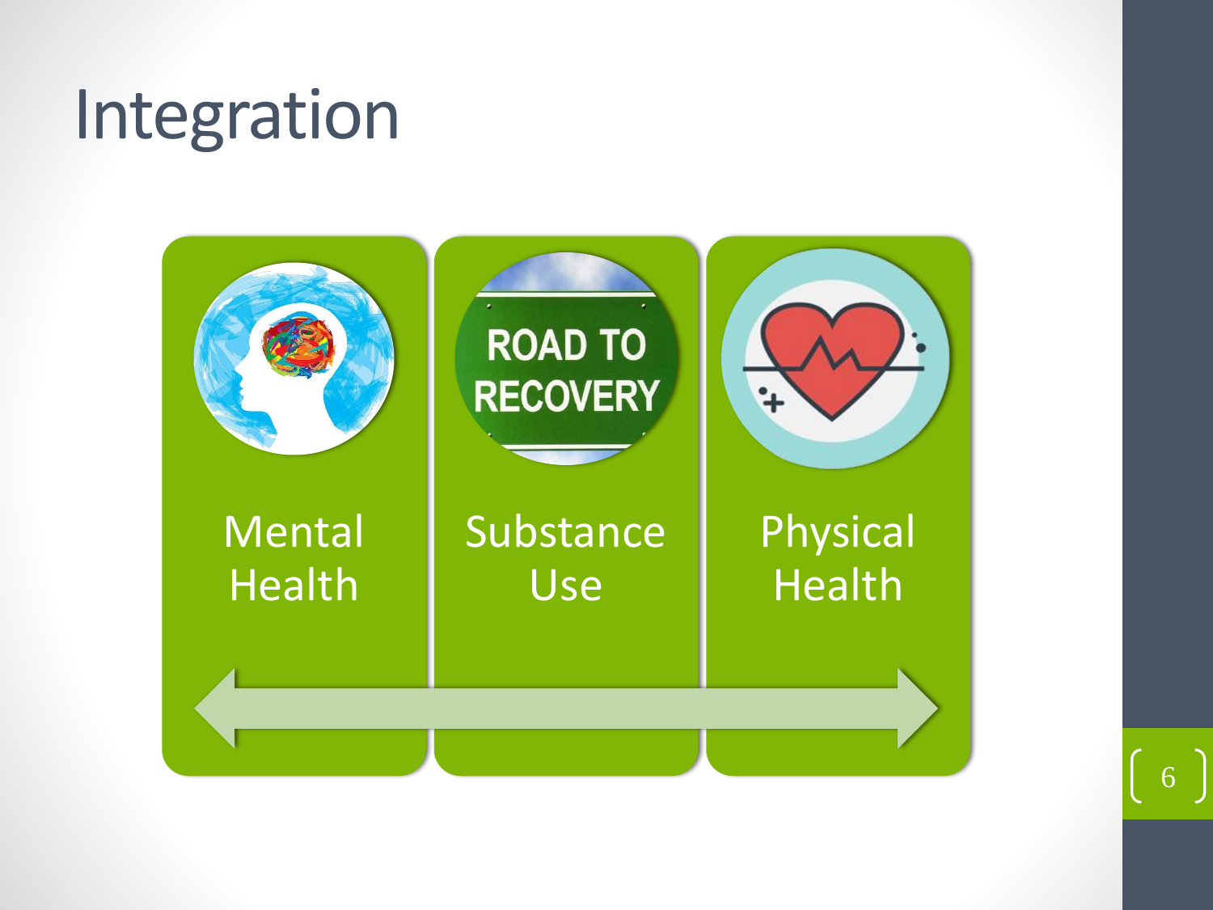# Integration

- Mental Health
- Substance Use
- Physical Health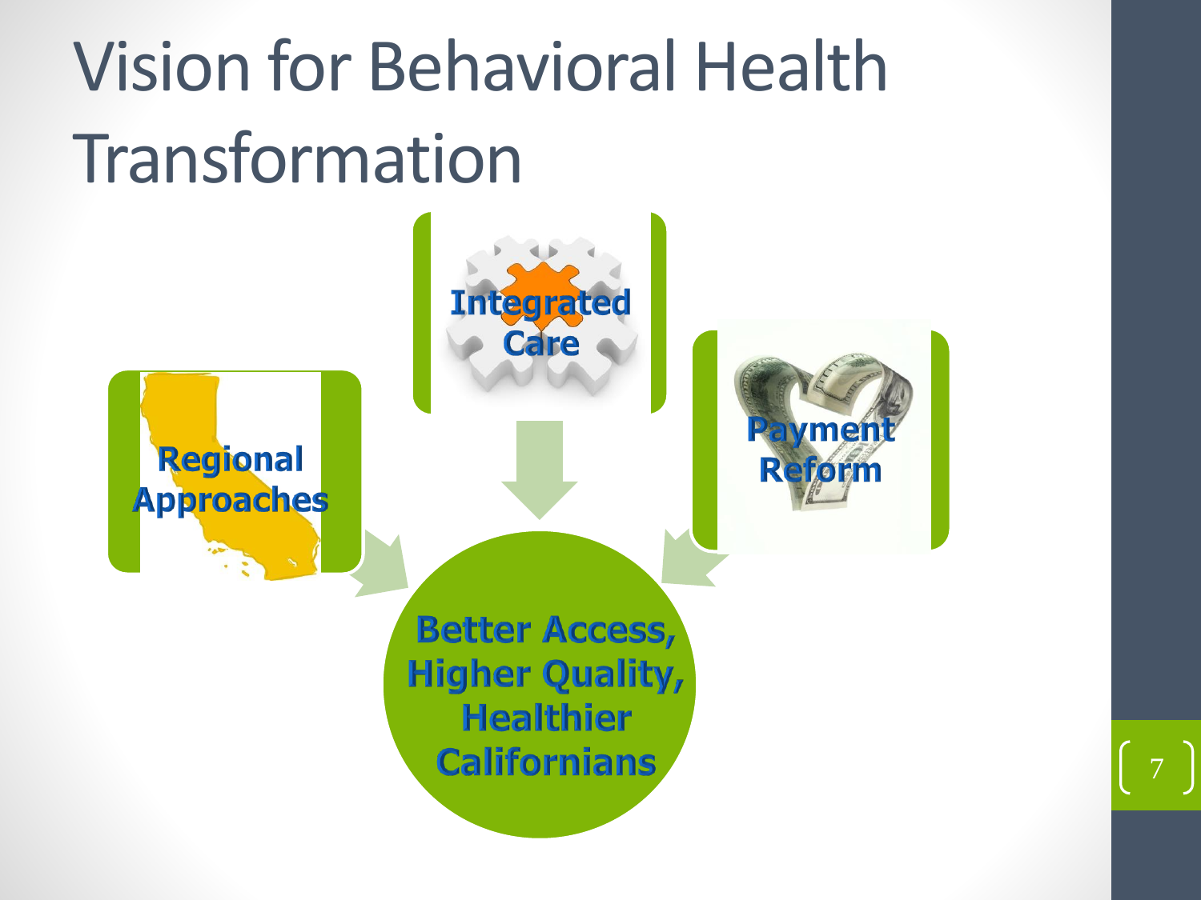# Vision for Behavioral Health Transformation

- Integrated Care
- Regional Approaches
- Payment Reform

**Better Access, Higher Quality, Healthier Californians**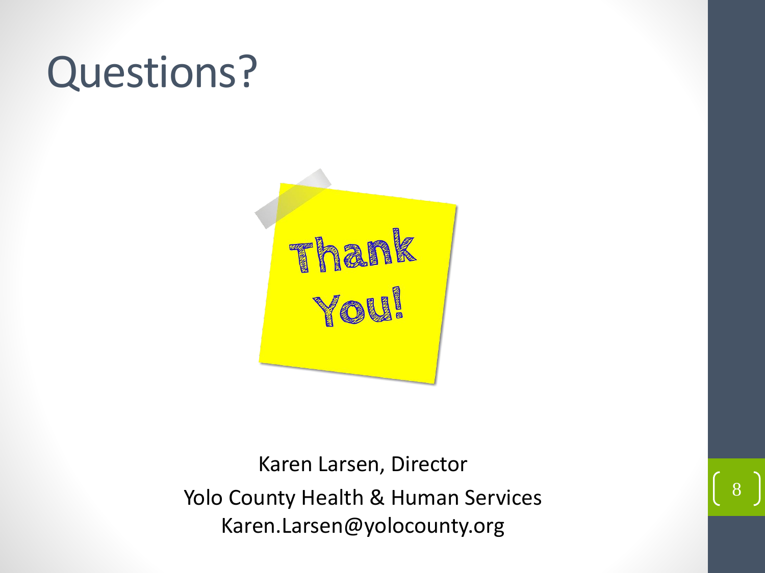# Questions?

Thank You!

Karen Larsen, Director

Yolo County Health & Human Services

Karen.Larsen@yolocounty.org